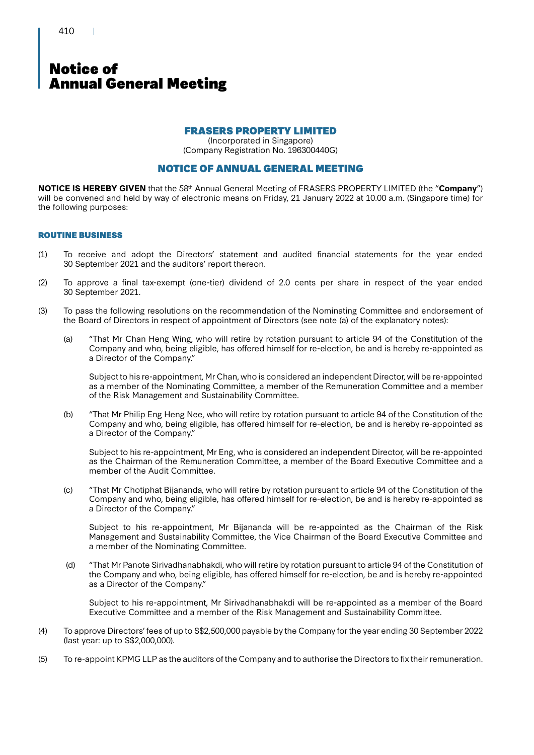# Notice of Annual General Meeting

## FRASERS PROPERTY LIMITED

(Incorporated in Singapore)
(Company Registration No. 196300440G)

## NOTICE OF ANNUAL GENERAL MEETING

**NOTICE IS HEREBY GIVEN** that the 58th Annual General Meeting of FRASERS PROPERTY LIMITED (the "**Company**") will be convened and held by way of electronic means on Friday, 21 January 2022 at 10.00 a.m. (Singapore time) for the following purposes:

### ROUTINE BUSINESS

(1) To receive and adopt the Directors' statement and audited financial statements for the year ended 30 September 2021 and the auditors' report thereon.

(2) To approve a final tax-exempt (one-tier) dividend of 2.0 cents per share in respect of the year ended 30 September 2021.

(3) To pass the following resolutions on the recommendation of the Nominating Committee and endorsement of the Board of Directors in respect of appointment of Directors (see note (a) of the explanatory notes):

(a) "That Mr Chan Heng Wing, who will retire by rotation pursuant to article 94 of the Constitution of the Company and who, being eligible, has offered himself for re-election, be and is hereby re-appointed as a Director of the Company."

Subject to his re-appointment, Mr Chan, who is considered an independent Director, will be re-appointed as a member of the Nominating Committee, a member of the Remuneration Committee and a member of the Risk Management and Sustainability Committee.

(b) "That Mr Philip Eng Heng Nee, who will retire by rotation pursuant to article 94 of the Constitution of the Company and who, being eligible, has offered himself for re-election, be and is hereby re-appointed as a Director of the Company."

Subject to his re-appointment, Mr Eng, who is considered an independent Director, will be re-appointed as the Chairman of the Remuneration Committee, a member of the Board Executive Committee and a member of the Audit Committee.

(c) "That Mr Chotiphat Bijananda, who will retire by rotation pursuant to article 94 of the Constitution of the Company and who, being eligible, has offered himself for re-election, be and is hereby re-appointed as a Director of the Company."

Subject to his re-appointment, Mr Bijananda will be re-appointed as the Chairman of the Risk Management and Sustainability Committee, the Vice Chairman of the Board Executive Committee and a member of the Nominating Committee.

(d) "That Mr Panote Sirivadhanabhakdi, who will retire by rotation pursuant to article 94 of the Constitution of the Company and who, being eligible, has offered himself for re-election, be and is hereby re-appointed as a Director of the Company."

Subject to his re-appointment, Mr Sirivadhanabhakdi will be re-appointed as a member of the Board Executive Committee and a member of the Risk Management and Sustainability Committee.

(4) To approve Directors' fees of up to S$2,500,000 payable by the Company for the year ending 30 September 2022 (last year: up to S$2,000,000).

(5) To re-appoint KPMG LLP as the auditors of the Company and to authorise the Directors to fix their remuneration.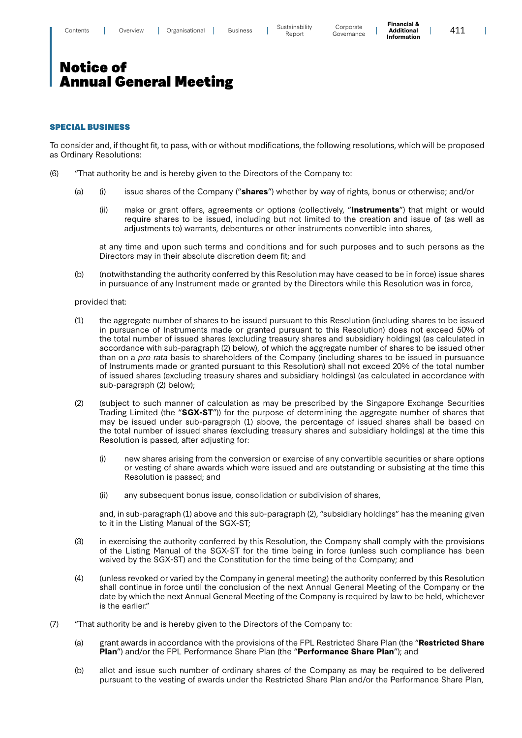# Notice of Annual General Meeting

## SPECIAL BUSINESS

To consider and, if thought fit, to pass, with or without modifications, the following resolutions, which will be proposed as Ordinary Resolutions:

(6) "That authority be and is hereby given to the Directors of the Company to:

(a) (i) issue shares of the Company ("**shares**") whether by way of rights, bonus or otherwise; and/or

(ii) make or grant offers, agreements or options (collectively, "**Instruments**") that might or would require shares to be issued, including but not limited to the creation and issue of (as well as adjustments to) warrants, debentures or other instruments convertible into shares,

at any time and upon such terms and conditions and for such purposes and to such persons as the Directors may in their absolute discretion deem fit; and

(b) (notwithstanding the authority conferred by this Resolution may have ceased to be in force) issue shares in pursuance of any Instrument made or granted by the Directors while this Resolution was in force,

provided that:

(1) the aggregate number of shares to be issued pursuant to this Resolution (including shares to be issued in pursuance of Instruments made or granted pursuant to this Resolution) does not exceed 50% of the total number of issued shares (excluding treasury shares and subsidiary holdings) (as calculated in accordance with sub-paragraph (2) below), of which the aggregate number of shares to be issued other than on a *pro rata* basis to shareholders of the Company (including shares to be issued in pursuance of Instruments made or granted pursuant to this Resolution) shall not exceed 20% of the total number of issued shares (excluding treasury shares and subsidiary holdings) (as calculated in accordance with sub-paragraph (2) below);

(2) (subject to such manner of calculation as may be prescribed by the Singapore Exchange Securities Trading Limited (the "**SGX-ST**")) for the purpose of determining the aggregate number of shares that may be issued under sub-paragraph (1) above, the percentage of issued shares shall be based on the total number of issued shares (excluding treasury shares and subsidiary holdings) at the time this Resolution is passed, after adjusting for:

(i) new shares arising from the conversion or exercise of any convertible securities or share options or vesting of share awards which were issued and are outstanding or subsisting at the time this Resolution is passed; and

(ii) any subsequent bonus issue, consolidation or subdivision of shares,

and, in sub-paragraph (1) above and this sub-paragraph (2), "subsidiary holdings" has the meaning given to it in the Listing Manual of the SGX-ST;

(3) in exercising the authority conferred by this Resolution, the Company shall comply with the provisions of the Listing Manual of the SGX-ST for the time being in force (unless such compliance has been waived by the SGX-ST) and the Constitution for the time being of the Company; and

(4) (unless revoked or varied by the Company in general meeting) the authority conferred by this Resolution shall continue in force until the conclusion of the next Annual General Meeting of the Company or the date by which the next Annual General Meeting of the Company is required by law to be held, whichever is the earlier."

(7) "That authority be and is hereby given to the Directors of the Company to:

(a) grant awards in accordance with the provisions of the FPL Restricted Share Plan (the "**Restricted Share Plan**") and/or the FPL Performance Share Plan (the "**Performance Share Plan**"); and

(b) allot and issue such number of ordinary shares of the Company as may be required to be delivered pursuant to the vesting of awards under the Restricted Share Plan and/or the Performance Share Plan,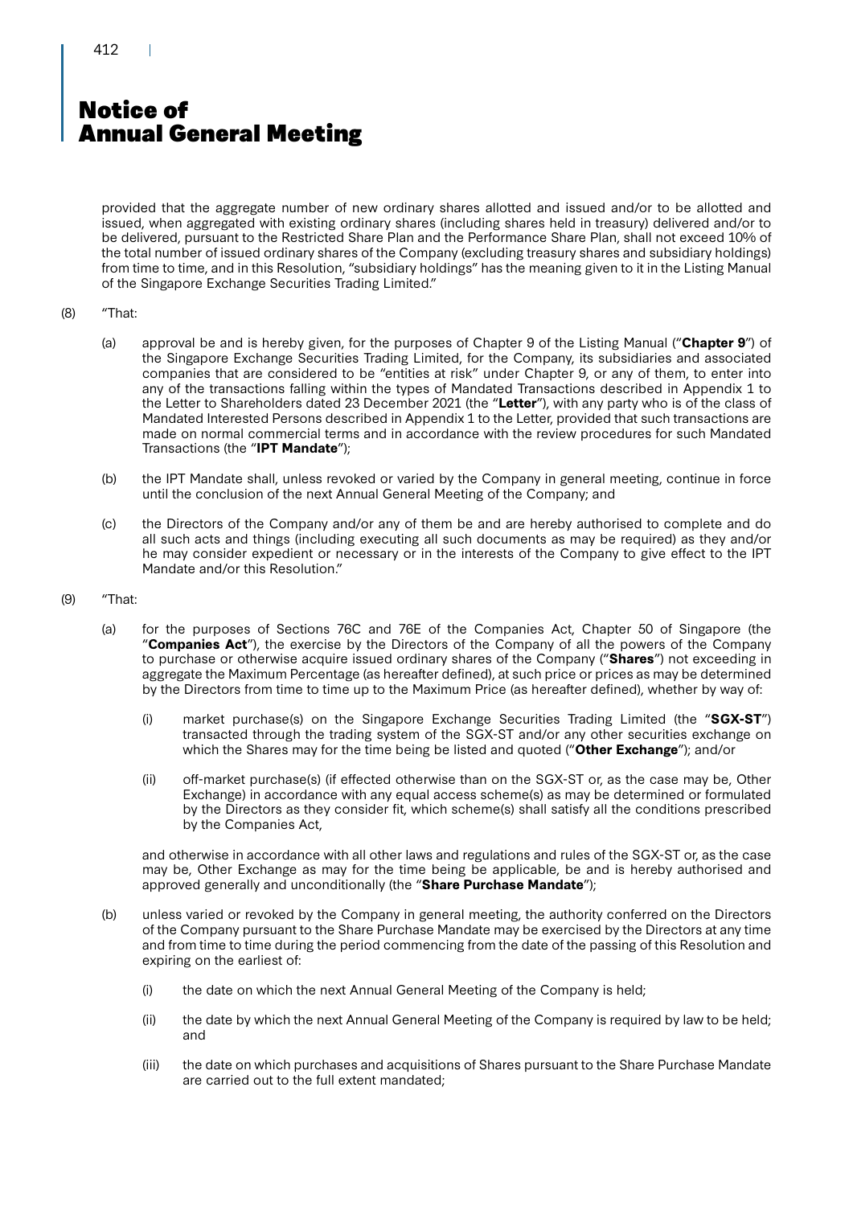# Notice of Annual General Meeting

provided that the aggregate number of new ordinary shares allotted and issued and/or to be allotted and issued, when aggregated with existing ordinary shares (including shares held in treasury) delivered and/or to be delivered, pursuant to the Restricted Share Plan and the Performance Share Plan, shall not exceed 10% of the total number of issued ordinary shares of the Company (excluding treasury shares and subsidiary holdings) from time to time, and in this Resolution, "subsidiary holdings" has the meaning given to it in the Listing Manual of the Singapore Exchange Securities Trading Limited."

(8) "That:

(a) approval be and is hereby given, for the purposes of Chapter 9 of the Listing Manual ("**Chapter 9**") of the Singapore Exchange Securities Trading Limited, for the Company, its subsidiaries and associated companies that are considered to be "entities at risk" under Chapter 9, or any of them, to enter into any of the transactions falling within the types of Mandated Transactions described in Appendix 1 to the Letter to Shareholders dated 23 December 2021 (the "**Letter**"), with any party who is of the class of Mandated Interested Persons described in Appendix 1 to the Letter, provided that such transactions are made on normal commercial terms and in accordance with the review procedures for such Mandated Transactions (the "**IPT Mandate**");

(b) the IPT Mandate shall, unless revoked or varied by the Company in general meeting, continue in force until the conclusion of the next Annual General Meeting of the Company; and

(c) the Directors of the Company and/or any of them be and are hereby authorised to complete and do all such acts and things (including executing all such documents as may be required) as they and/or he may consider expedient or necessary or in the interests of the Company to give effect to the IPT Mandate and/or this Resolution."

(9) "That:

(a) for the purposes of Sections 76C and 76E of the Companies Act, Chapter 50 of Singapore (the "**Companies Act**"), the exercise by the Directors of the Company of all the powers of the Company to purchase or otherwise acquire issued ordinary shares of the Company ("**Shares**") not exceeding in aggregate the Maximum Percentage (as hereafter defined), at such price or prices as may be determined by the Directors from time to time up to the Maximum Price (as hereafter defined), whether by way of:

(i) market purchase(s) on the Singapore Exchange Securities Trading Limited (the "**SGX-ST**") transacted through the trading system of the SGX-ST and/or any other securities exchange on which the Shares may for the time being be listed and quoted ("**Other Exchange**"); and/or

(ii) off-market purchase(s) (if effected otherwise than on the SGX-ST or, as the case may be, Other Exchange) in accordance with any equal access scheme(s) as may be determined or formulated by the Directors as they consider fit, which scheme(s) shall satisfy all the conditions prescribed by the Companies Act,

and otherwise in accordance with all other laws and regulations and rules of the SGX-ST or, as the case may be, Other Exchange as may for the time being be applicable, be and is hereby authorised and approved generally and unconditionally (the "**Share Purchase Mandate**");

(b) unless varied or revoked by the Company in general meeting, the authority conferred on the Directors of the Company pursuant to the Share Purchase Mandate may be exercised by the Directors at any time and from time to time during the period commencing from the date of the passing of this Resolution and expiring on the earliest of:

(i) the date on which the next Annual General Meeting of the Company is held;

(ii) the date by which the next Annual General Meeting of the Company is required by law to be held; and

(iii) the date on which purchases and acquisitions of Shares pursuant to the Share Purchase Mandate are carried out to the full extent mandated;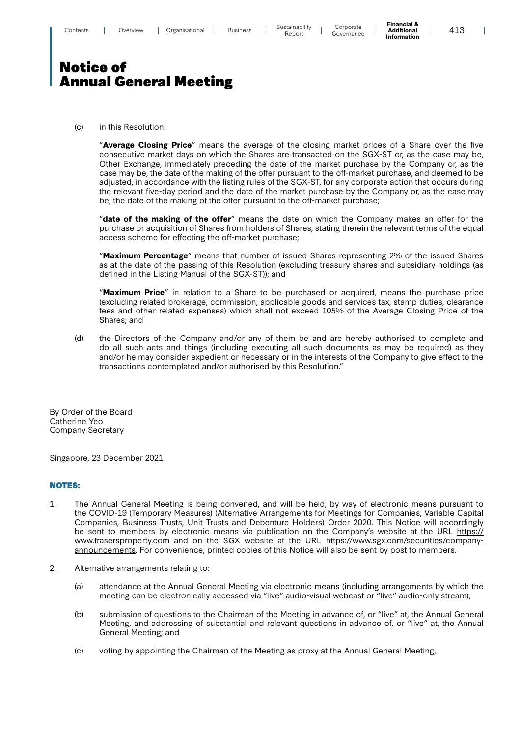# Notice of Annual General Meeting

(c) in this Resolution:

"**Average Closing Price**" means the average of the closing market prices of a Share over the five consecutive market days on which the Shares are transacted on the SGX-ST or, as the case may be, Other Exchange, immediately preceding the date of the market purchase by the Company or, as the case may be, the date of the making of the offer pursuant to the off-market purchase, and deemed to be adjusted, in accordance with the listing rules of the SGX-ST, for any corporate action that occurs during the relevant five-day period and the date of the market purchase by the Company or, as the case may be, the date of the making of the offer pursuant to the off-market purchase;

"**date of the making of the offer**" means the date on which the Company makes an offer for the purchase or acquisition of Shares from holders of Shares, stating therein the relevant terms of the equal access scheme for effecting the off-market purchase;

"**Maximum Percentage**" means that number of issued Shares representing 2% of the issued Shares as at the date of the passing of this Resolution (excluding treasury shares and subsidiary holdings (as defined in the Listing Manual of the SGX-ST)); and

"**Maximum Price**" in relation to a Share to be purchased or acquired, means the purchase price (excluding related brokerage, commission, applicable goods and services tax, stamp duties, clearance fees and other related expenses) which shall not exceed 105% of the Average Closing Price of the Shares; and

(d) the Directors of the Company and/or any of them be and are hereby authorised to complete and do all such acts and things (including executing all such documents as may be required) as they and/or he may consider expedient or necessary or in the interests of the Company to give effect to the transactions contemplated and/or authorised by this Resolution."

By Order of the Board
Catherine Yeo
Company Secretary

Singapore, 23 December 2021

**NOTES:**

1. The Annual General Meeting is being convened, and will be held, by way of electronic means pursuant to the COVID-19 (Temporary Measures) (Alternative Arrangements for Meetings for Companies, Variable Capital Companies, Business Trusts, Unit Trusts and Debenture Holders) Order 2020. This Notice will accordingly be sent to members by electronic means via publication on the Company's website at the URL https://www.frasersproperty.com and on the SGX website at the URL https://www.sgx.com/securities/company-announcements. For convenience, printed copies of this Notice will also be sent by post to members.

2. Alternative arrangements relating to:

   (a) attendance at the Annual General Meeting via electronic means (including arrangements by which the meeting can be electronically accessed via "live" audio-visual webcast or "live" audio-only stream);

   (b) submission of questions to the Chairman of the Meeting in advance of, or "live" at, the Annual General Meeting, and addressing of substantial and relevant questions in advance of, or "live" at, the Annual General Meeting; and

   (c) voting by appointing the Chairman of the Meeting as proxy at the Annual General Meeting,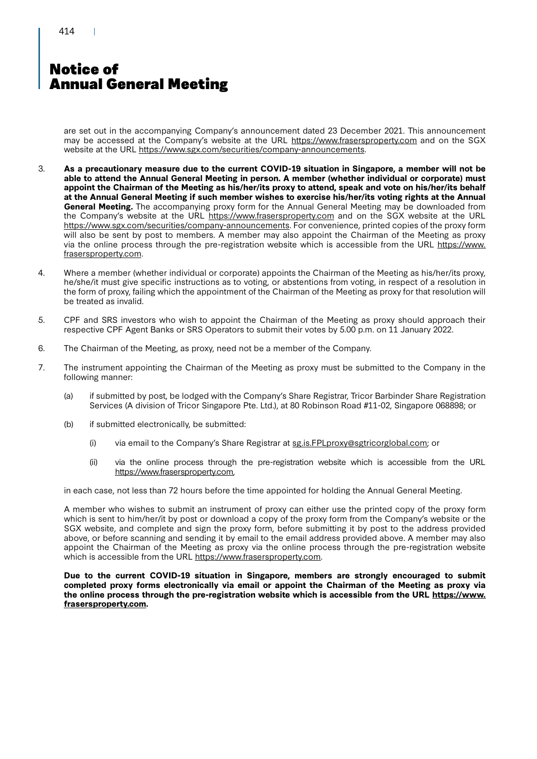# Notice of Annual General Meeting

are set out in the accompanying Company's announcement dated 23 December 2021. This announcement may be accessed at the Company's website at the URL https://www.frasersproperty.com and on the SGX website at the URL https://www.sgx.com/securities/company-announcements.

3. **As a precautionary measure due to the current COVID-19 situation in Singapore, a member will not be able to attend the Annual General Meeting in person. A member (whether individual or corporate) must appoint the Chairman of the Meeting as his/her/its proxy to attend, speak and vote on his/her/its behalf at the Annual General Meeting if such member wishes to exercise his/her/its voting rights at the Annual General Meeting.** The accompanying proxy form for the Annual General Meeting may be downloaded from the Company's website at the URL https://www.frasersproperty.com and on the SGX website at the URL https://www.sgx.com/securities/company-announcements. For convenience, printed copies of the proxy form will also be sent by post to members. A member may also appoint the Chairman of the Meeting as proxy via the online process through the pre-registration website which is accessible from the URL https://www.frasersproperty.com.

4. Where a member (whether individual or corporate) appoints the Chairman of the Meeting as his/her/its proxy, he/she/it must give specific instructions as to voting, or abstentions from voting, in respect of a resolution in the form of proxy, failing which the appointment of the Chairman of the Meeting as proxy for that resolution will be treated as invalid.

5. CPF and SRS investors who wish to appoint the Chairman of the Meeting as proxy should approach their respective CPF Agent Banks or SRS Operators to submit their votes by 5.00 p.m. on 11 January 2022.

6. The Chairman of the Meeting, as proxy, need not be a member of the Company.

7. The instrument appointing the Chairman of the Meeting as proxy must be submitted to the Company in the following manner:

   (a) if submitted by post, be lodged with the Company's Share Registrar, Tricor Barbinder Share Registration Services (A division of Tricor Singapore Pte. Ltd.), at 80 Robinson Road #11-02, Singapore 068898; or

   (b) if submitted electronically, be submitted:

      (i) via email to the Company's Share Registrar at sg.is.FPLproxy@sgtricorglobal.com; or

      (ii) via the online process through the pre-registration website which is accessible from the URL https://www.frasersproperty.com,

   in each case, not less than 72 hours before the time appointed for holding the Annual General Meeting.

   A member who wishes to submit an instrument of proxy can either use the printed copy of the proxy form which is sent to him/her/it by post or download a copy of the proxy form from the Company's website or the SGX website, and complete and sign the proxy form, before submitting it by post to the address provided above, or before scanning and sending it by email to the email address provided above. A member may also appoint the Chairman of the Meeting as proxy via the online process through the pre-registration website which is accessible from the URL https://www.frasersproperty.com.

   **Due to the current COVID-19 situation in Singapore, members are strongly encouraged to submit completed proxy forms electronically via email or appoint the Chairman of the Meeting as proxy via the online process through the pre-registration website which is accessible from the URL https://www.frasersproperty.com.**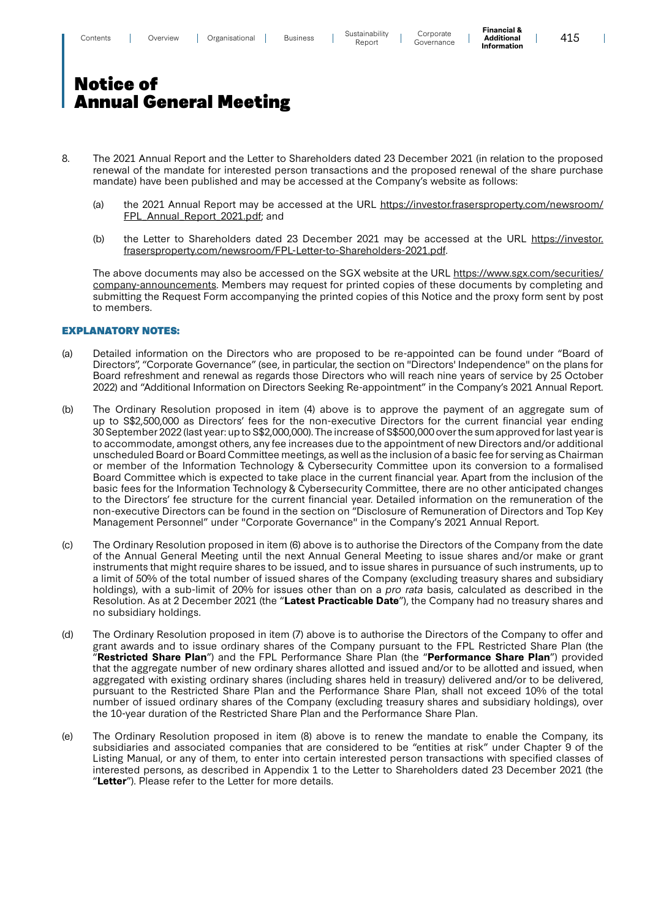# Notice of Annual General Meeting

8. The 2021 Annual Report and the Letter to Shareholders dated 23 December 2021 (in relation to the proposed renewal of the mandate for interested person transactions and the proposed renewal of the share purchase mandate) have been published and may be accessed at the Company's website as follows:

   (a) the 2021 Annual Report may be accessed at the URL https://investor.frasersproperty.com/newsroom/FPL_Annual_Report_2021.pdf; and

   (b) the Letter to Shareholders dated 23 December 2021 may be accessed at the URL https://investor.frasersproperty.com/newsroom/FPL-Letter-to-Shareholders-2021.pdf.

   The above documents may also be accessed on the SGX website at the URL https://www.sgx.com/securities/company-announcements. Members may request for printed copies of these documents by completing and submitting the Request Form accompanying the printed copies of this Notice and the proxy form sent by post to members.

## EXPLANATORY NOTES:

(a) Detailed information on the Directors who are proposed to be re-appointed can be found under "Board of Directors", "Corporate Governance" (see, in particular, the section on "Directors' Independence" on the plans for Board refreshment and renewal as regards those Directors who will reach nine years of service by 25 October 2022) and "Additional Information on Directors Seeking Re-appointment" in the Company's 2021 Annual Report.

(b) The Ordinary Resolution proposed in item (4) above is to approve the payment of an aggregate sum of up to S$2,500,000 as Directors' fees for the non-executive Directors for the current financial year ending 30 September 2022 (last year: up to S$2,000,000). The increase of S$500,000 over the sum approved for last year is to accommodate, amongst others, any fee increases due to the appointment of new Directors and/or additional unscheduled Board or Board Committee meetings, as well as the inclusion of a basic fee for serving as Chairman or member of the Information Technology & Cybersecurity Committee upon its conversion to a formalised Board Committee which is expected to take place in the current financial year. Apart from the inclusion of the basic fees for the Information Technology & Cybersecurity Committee, there are no other anticipated changes to the Directors' fee structure for the current financial year. Detailed information on the remuneration of the non-executive Directors can be found in the section on "Disclosure of Remuneration of Directors and Top Key Management Personnel" under "Corporate Governance" in the Company's 2021 Annual Report.

(c) The Ordinary Resolution proposed in item (6) above is to authorise the Directors of the Company from the date of the Annual General Meeting until the next Annual General Meeting to issue shares and/or make or grant instruments that might require shares to be issued, and to issue shares in pursuance of such instruments, up to a limit of 50% of the total number of issued shares of the Company (excluding treasury shares and subsidiary holdings), with a sub-limit of 20% for issues other than on a *pro rata* basis, calculated as described in the Resolution. As at 2 December 2021 (the "**Latest Practicable Date**"), the Company had no treasury shares and no subsidiary holdings.

(d) The Ordinary Resolution proposed in item (7) above is to authorise the Directors of the Company to offer and grant awards and to issue ordinary shares of the Company pursuant to the FPL Restricted Share Plan (the "**Restricted Share Plan**") and the FPL Performance Share Plan (the "**Performance Share Plan**") provided that the aggregate number of new ordinary shares allotted and issued and/or to be allotted and issued, when aggregated with existing ordinary shares (including shares held in treasury) delivered and/or to be delivered, pursuant to the Restricted Share Plan and the Performance Share Plan, shall not exceed 10% of the total number of issued ordinary shares of the Company (excluding treasury shares and subsidiary holdings), over the 10-year duration of the Restricted Share Plan and the Performance Share Plan.

(e) The Ordinary Resolution proposed in item (8) above is to renew the mandate to enable the Company, its subsidiaries and associated companies that are considered to be "entities at risk" under Chapter 9 of the Listing Manual, or any of them, to enter into certain interested person transactions with specified classes of interested persons, as described in Appendix 1 to the Letter to Shareholders dated 23 December 2021 (the "**Letter**"). Please refer to the Letter for more details.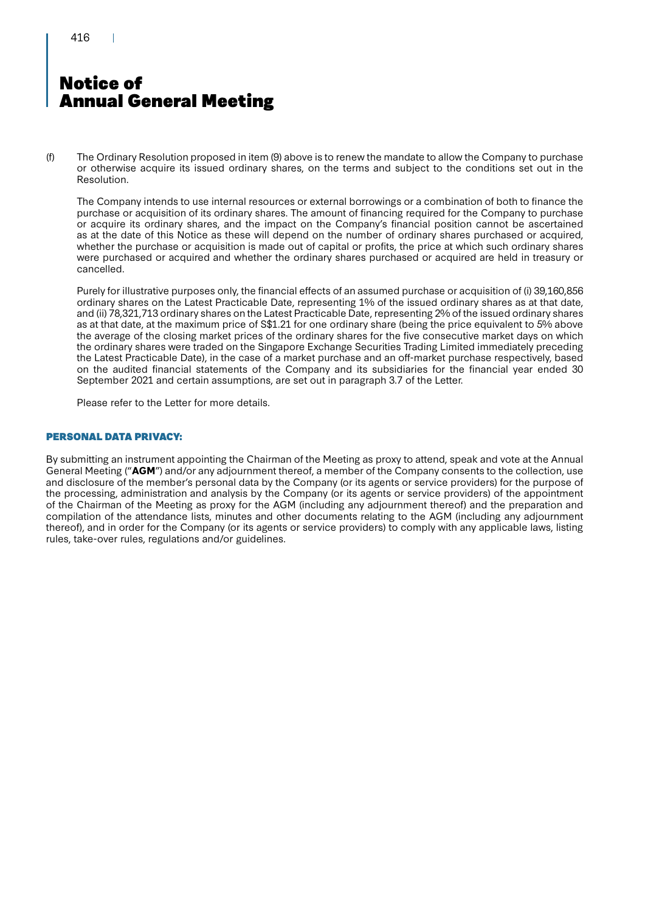# Notice of Annual General Meeting

(f) The Ordinary Resolution proposed in item (9) above is to renew the mandate to allow the Company to purchase or otherwise acquire its issued ordinary shares, on the terms and subject to the conditions set out in the Resolution.

The Company intends to use internal resources or external borrowings or a combination of both to finance the purchase or acquisition of its ordinary shares. The amount of financing required for the Company to purchase or acquire its ordinary shares, and the impact on the Company's financial position cannot be ascertained as at the date of this Notice as these will depend on the number of ordinary shares purchased or acquired, whether the purchase or acquisition is made out of capital or profits, the price at which such ordinary shares were purchased or acquired and whether the ordinary shares purchased or acquired are held in treasury or cancelled.

Purely for illustrative purposes only, the financial effects of an assumed purchase or acquisition of (i) 39,160,856 ordinary shares on the Latest Practicable Date, representing 1% of the issued ordinary shares as at that date, and (ii) 78,321,713 ordinary shares on the Latest Practicable Date, representing 2% of the issued ordinary shares as at that date, at the maximum price of S$1.21 for one ordinary share (being the price equivalent to 5% above the average of the closing market prices of the ordinary shares for the five consecutive market days on which the ordinary shares were traded on the Singapore Exchange Securities Trading Limited immediately preceding the Latest Practicable Date), in the case of a market purchase and an off-market purchase respectively, based on the audited financial statements of the Company and its subsidiaries for the financial year ended 30 September 2021 and certain assumptions, are set out in paragraph 3.7 of the Letter.

Please refer to the Letter for more details.

## PERSONAL DATA PRIVACY:

By submitting an instrument appointing the Chairman of the Meeting as proxy to attend, speak and vote at the Annual General Meeting ("**AGM**") and/or any adjournment thereof, a member of the Company consents to the collection, use and disclosure of the member's personal data by the Company (or its agents or service providers) for the purpose of the processing, administration and analysis by the Company (or its agents or service providers) of the appointment of the Chairman of the Meeting as proxy for the AGM (including any adjournment thereof) and the preparation and compilation of the attendance lists, minutes and other documents relating to the AGM (including any adjournment thereof), and in order for the Company (or its agents or service providers) to comply with any applicable laws, listing rules, take-over rules, regulations and/or guidelines.